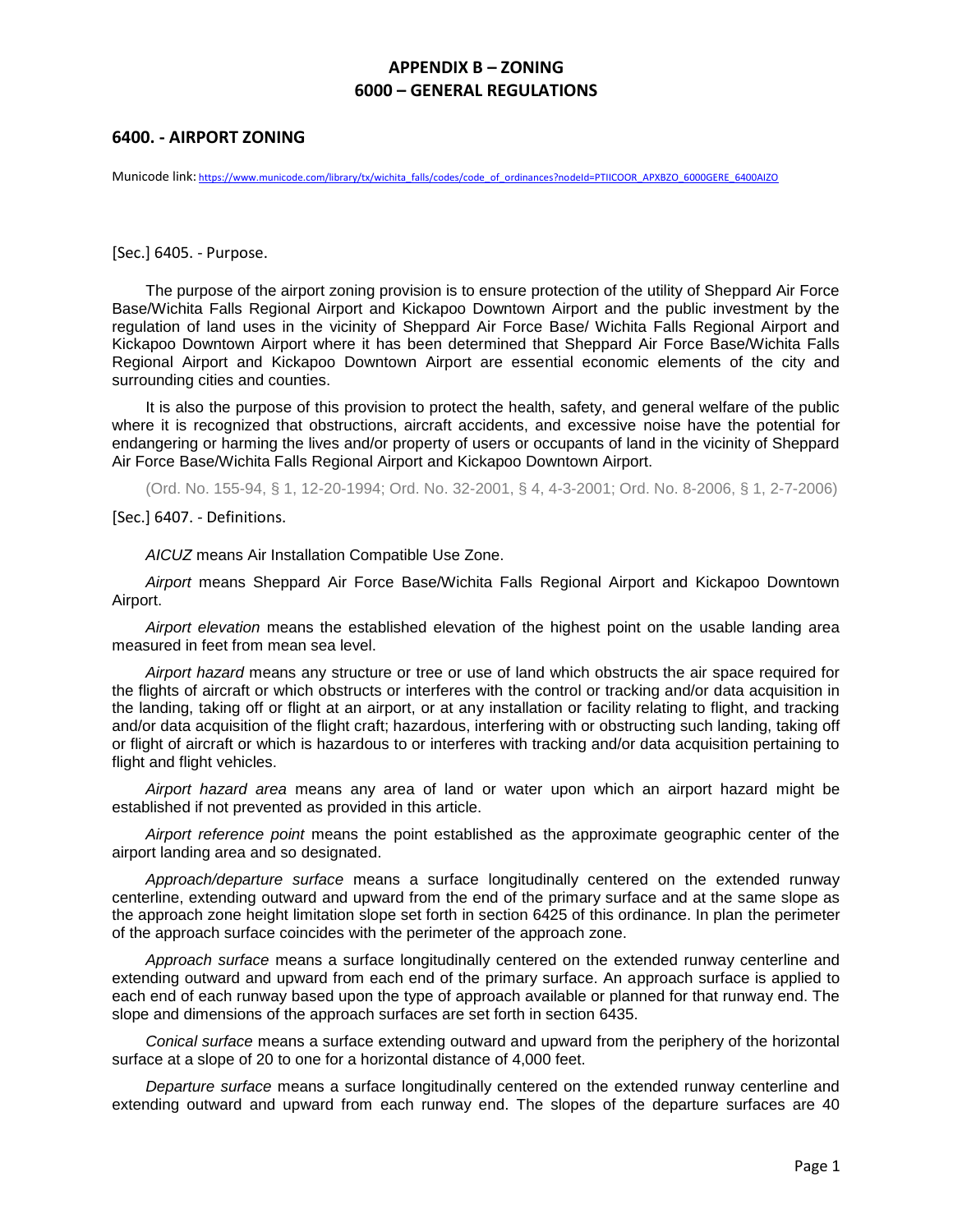# APPENDIX B – ZONING
# 6000 – GENERAL REGULATIONS

## 6400. - AIRPORT ZONING

Municode link: https://www.municode.com/library/tx/wichita_falls/codes/code_of_ordinances?nodeId=PTIICOOR_APXBZO_6000GERE_6400AIZO

[Sec.] 6405. - Purpose.

The purpose of the airport zoning provision is to ensure protection of the utility of Sheppard Air Force Base/Wichita Falls Regional Airport and Kickapoo Downtown Airport and the public investment by the regulation of land uses in the vicinity of Sheppard Air Force Base/ Wichita Falls Regional Airport and Kickapoo Downtown Airport where it has been determined that Sheppard Air Force Base/Wichita Falls Regional Airport and Kickapoo Downtown Airport are essential economic elements of the city and surrounding cities and counties.

It is also the purpose of this provision to protect the health, safety, and general welfare of the public where it is recognized that obstructions, aircraft accidents, and excessive noise have the potential for endangering or harming the lives and/or property of users or occupants of land in the vicinity of Sheppard Air Force Base/Wichita Falls Regional Airport and Kickapoo Downtown Airport.

(Ord. No. 155-94, § 1, 12-20-1994; Ord. No. 32-2001, § 4, 4-3-2001; Ord. No. 8-2006, § 1, 2-7-2006)

[Sec.] 6407. - Definitions.

*AICUZ* means Air Installation Compatible Use Zone.

*Airport* means Sheppard Air Force Base/Wichita Falls Regional Airport and Kickapoo Downtown Airport.

*Airport elevation* means the established elevation of the highest point on the usable landing area measured in feet from mean sea level.

*Airport hazard* means any structure or tree or use of land which obstructs the air space required for the flights of aircraft or which obstructs or interferes with the control or tracking and/or data acquisition in the landing, taking off or flight at an airport, or at any installation or facility relating to flight, and tracking and/or data acquisition of the flight craft; hazardous, interfering with or obstructing such landing, taking off or flight of aircraft or which is hazardous to or interferes with tracking and/or data acquisition pertaining to flight and flight vehicles.

*Airport hazard area* means any area of land or water upon which an airport hazard might be established if not prevented as provided in this article.

*Airport reference point* means the point established as the approximate geographic center of the airport landing area and so designated.

*Approach/departure surface* means a surface longitudinally centered on the extended runway centerline, extending outward and upward from the end of the primary surface and at the same slope as the approach zone height limitation slope set forth in section 6425 of this ordinance. In plan the perimeter of the approach surface coincides with the perimeter of the approach zone.

*Approach surface* means a surface longitudinally centered on the extended runway centerline and extending outward and upward from each end of the primary surface. An approach surface is applied to each end of each runway based upon the type of approach available or planned for that runway end. The slope and dimensions of the approach surfaces are set forth in section 6435.

*Conical surface* means a surface extending outward and upward from the periphery of the horizontal surface at a slope of 20 to one for a horizontal distance of 4,000 feet.

*Departure surface* means a surface longitudinally centered on the extended runway centerline and extending outward and upward from each runway end. The slopes of the departure surfaces are 40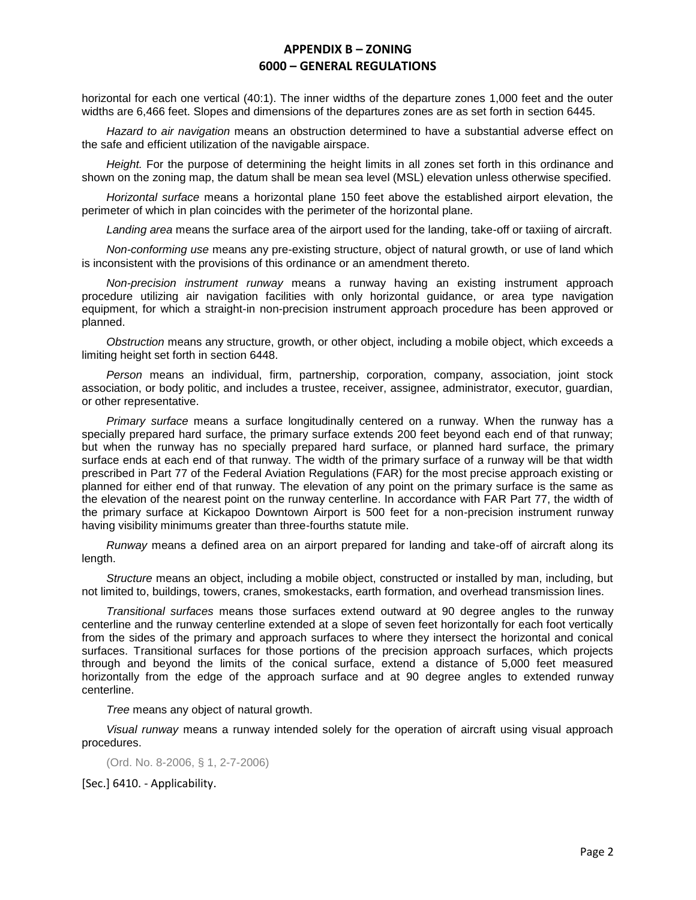horizontal for each one vertical (40:1). The inner widths of the departure zones 1,000 feet and the outer widths are 6,466 feet. Slopes and dimensions of the departures zones are as set forth in section 6445.

*Hazard to air navigation* means an obstruction determined to have a substantial adverse effect on the safe and efficient utilization of the navigable airspace.

*Height.* For the purpose of determining the height limits in all zones set forth in this ordinance and shown on the zoning map, the datum shall be mean sea level (MSL) elevation unless otherwise specified.

*Horizontal surface* means a horizontal plane 150 feet above the established airport elevation, the perimeter of which in plan coincides with the perimeter of the horizontal plane.

*Landing area* means the surface area of the airport used for the landing, take-off or taxiing of aircraft.

*Non-conforming use* means any pre-existing structure, object of natural growth, or use of land which is inconsistent with the provisions of this ordinance or an amendment thereto.

*Non-precision instrument runway* means a runway having an existing instrument approach procedure utilizing air navigation facilities with only horizontal guidance, or area type navigation equipment, for which a straight-in non-precision instrument approach procedure has been approved or planned.

*Obstruction* means any structure, growth, or other object, including a mobile object, which exceeds a limiting height set forth in section 6448.

*Person* means an individual, firm, partnership, corporation, company, association, joint stock association, or body politic, and includes a trustee, receiver, assignee, administrator, executor, guardian, or other representative.

*Primary surface* means a surface longitudinally centered on a runway. When the runway has a specially prepared hard surface, the primary surface extends 200 feet beyond each end of that runway; but when the runway has no specially prepared hard surface, or planned hard surface, the primary surface ends at each end of that runway. The width of the primary surface of a runway will be that width prescribed in Part 77 of the Federal Aviation Regulations (FAR) for the most precise approach existing or planned for either end of that runway. The elevation of any point on the primary surface is the same as the elevation of the nearest point on the runway centerline. In accordance with FAR Part 77, the width of the primary surface at Kickapoo Downtown Airport is 500 feet for a non-precision instrument runway having visibility minimums greater than three-fourths statute mile.

*Runway* means a defined area on an airport prepared for landing and take-off of aircraft along its length.

*Structure* means an object, including a mobile object, constructed or installed by man, including, but not limited to, buildings, towers, cranes, smokestacks, earth formation, and overhead transmission lines.

*Transitional surfaces* means those surfaces extend outward at 90 degree angles to the runway centerline and the runway centerline extended at a slope of seven feet horizontally for each foot vertically from the sides of the primary and approach surfaces to where they intersect the horizontal and conical surfaces. Transitional surfaces for those portions of the precision approach surfaces, which projects through and beyond the limits of the conical surface, extend a distance of 5,000 feet measured horizontally from the edge of the approach surface and at 90 degree angles to extended runway centerline.

*Tree* means any object of natural growth.

*Visual runway* means a runway intended solely for the operation of aircraft using visual approach procedures.

(Ord. No. 8-2006, § 1, 2-7-2006)

[Sec.] 6410. - Applicability.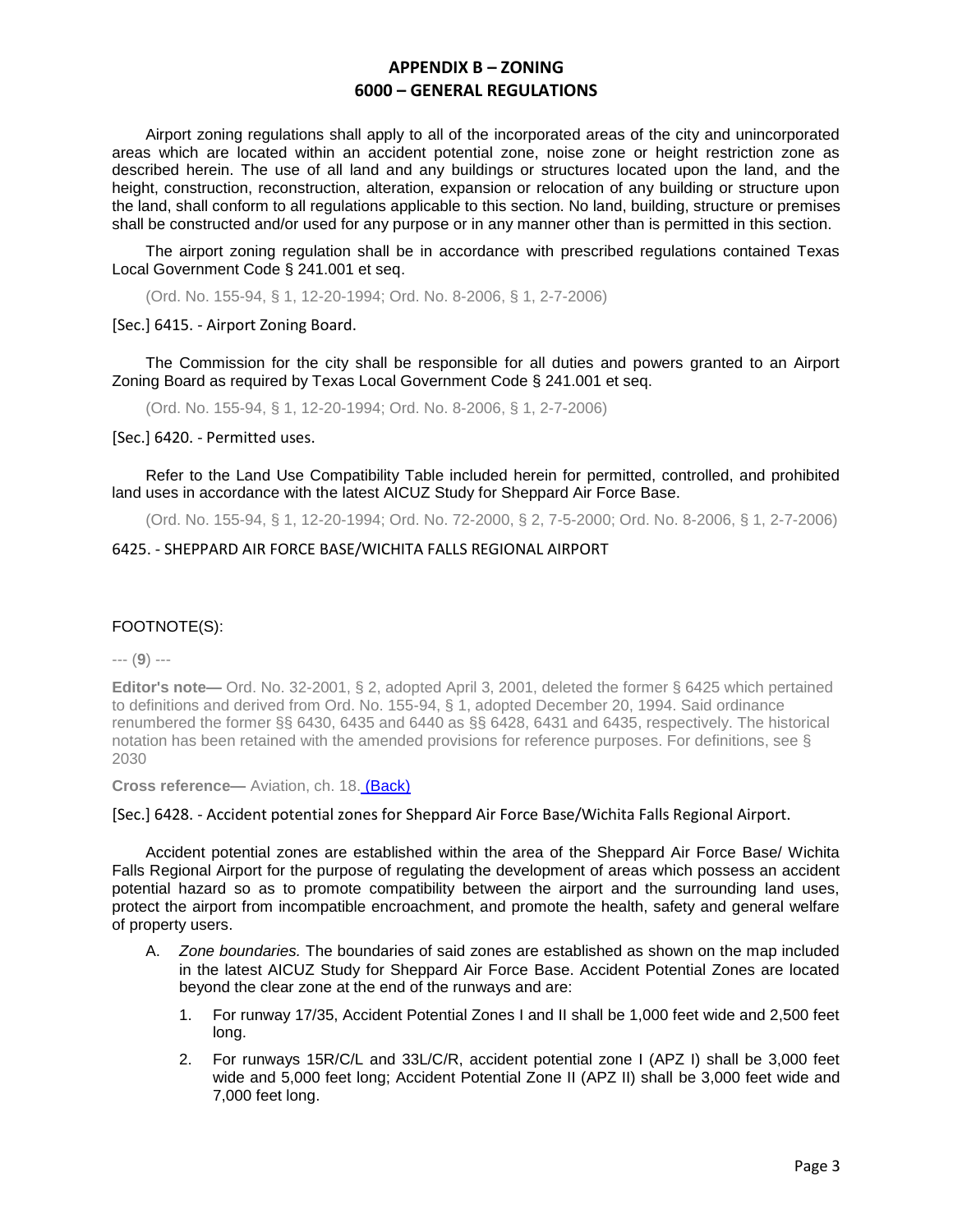Airport zoning regulations shall apply to all of the incorporated areas of the city and unincorporated areas which are located within an accident potential zone, noise zone or height restriction zone as described herein. The use of all land and any buildings or structures located upon the land, and the height, construction, reconstruction, alteration, expansion or relocation of any building or structure upon the land, shall conform to all regulations applicable to this section. No land, building, structure or premises shall be constructed and/or used for any purpose or in any manner other than is permitted in this section.

The airport zoning regulation shall be in accordance with prescribed regulations contained Texas Local Government Code § 241.001 et seq.

(Ord. No. 155-94, § 1, 12-20-1994; Ord. No. 8-2006, § 1, 2-7-2006)

[Sec.] 6415. - Airport Zoning Board.

The Commission for the city shall be responsible for all duties and powers granted to an Airport Zoning Board as required by Texas Local Government Code § 241.001 et seq.

(Ord. No. 155-94, § 1, 12-20-1994; Ord. No. 8-2006, § 1, 2-7-2006)

[Sec.] 6420. - Permitted uses.

Refer to the Land Use Compatibility Table included herein for permitted, controlled, and prohibited land uses in accordance with the latest AICUZ Study for Sheppard Air Force Base.

(Ord. No. 155-94, § 1, 12-20-1994; Ord. No. 72-2000, § 2, 7-5-2000; Ord. No. 8-2006, § 1, 2-7-2006)

6425. - SHEPPARD AIR FORCE BASE/WICHITA FALLS REGIONAL AIRPORT

FOOTNOTE(S):

--- (**9**) ---

**Editor's note—** Ord. No. 32-2001, § 2, adopted April 3, 2001, deleted the former § 6425 which pertained to definitions and derived from Ord. No. 155-94, § 1, adopted December 20, 1994. Said ordinance renumbered the former §§ 6430, 6435 and 6440 as §§ 6428, 6431 and 6435, respectively. The historical notation has been retained with the amended provisions for reference purposes. For definitions, see § 2030

**Cross reference—** Aviation, ch. 18. (Back)

[Sec.] 6428. - Accident potential zones for Sheppard Air Force Base/Wichita Falls Regional Airport.

Accident potential zones are established within the area of the Sheppard Air Force Base/ Wichita Falls Regional Airport for the purpose of regulating the development of areas which possess an accident potential hazard so as to promote compatibility between the airport and the surrounding land uses, protect the airport from incompatible encroachment, and promote the health, safety and general welfare of property users.

A. *Zone boundaries.* The boundaries of said zones are established as shown on the map included in the latest AICUZ Study for Sheppard Air Force Base. Accident Potential Zones are located beyond the clear zone at the end of the runways and are:

    1. For runway 17/35, Accident Potential Zones I and II shall be 1,000 feet wide and 2,500 feet long.

    2. For runways 15R/C/L and 33L/C/R, accident potential zone I (APZ I) shall be 3,000 feet wide and 5,000 feet long; Accident Potential Zone II (APZ II) shall be 3,000 feet wide and 7,000 feet long.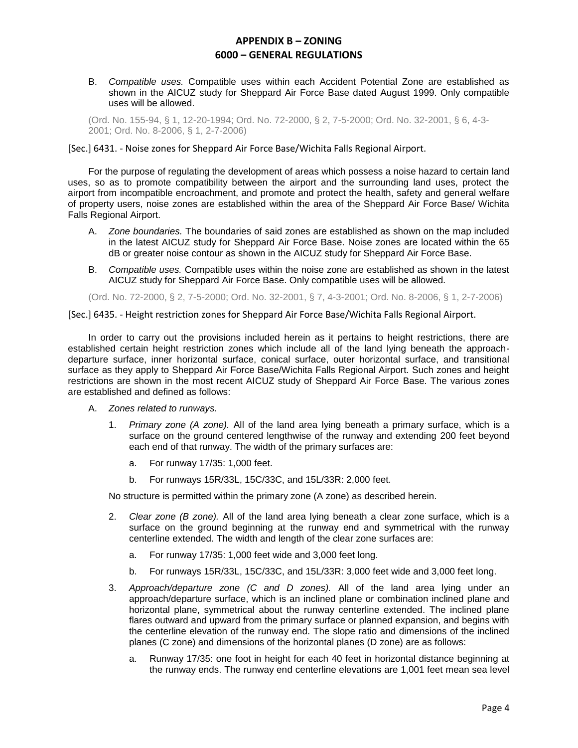B. *Compatible uses.* Compatible uses within each Accident Potential Zone are established as shown in the AICUZ study for Sheppard Air Force Base dated August 1999. Only compatible uses will be allowed.

(Ord. No. 155-94, § 1, 12-20-1994; Ord. No. 72-2000, § 2, 7-5-2000; Ord. No. 32-2001, § 6, 4-3-2001; Ord. No. 8-2006, § 1, 2-7-2006)

[Sec.] 6431. - Noise zones for Sheppard Air Force Base/Wichita Falls Regional Airport.

For the purpose of regulating the development of areas which possess a noise hazard to certain land uses, so as to promote compatibility between the airport and the surrounding land uses, protect the airport from incompatible encroachment, and promote and protect the health, safety and general welfare of property users, noise zones are established within the area of the Sheppard Air Force Base/ Wichita Falls Regional Airport.

A. *Zone boundaries.* The boundaries of said zones are established as shown on the map included in the latest AICUZ study for Sheppard Air Force Base. Noise zones are located within the 65 dB or greater noise contour as shown in the AICUZ study for Sheppard Air Force Base.

B. *Compatible uses.* Compatible uses within the noise zone are established as shown in the latest AICUZ study for Sheppard Air Force Base. Only compatible uses will be allowed.

(Ord. No. 72-2000, § 2, 7-5-2000; Ord. No. 32-2001, § 7, 4-3-2001; Ord. No. 8-2006, § 1, 2-7-2006)

[Sec.] 6435. - Height restriction zones for Sheppard Air Force Base/Wichita Falls Regional Airport.

In order to carry out the provisions included herein as it pertains to height restrictions, there are established certain height restriction zones which include all of the land lying beneath the approach-departure surface, inner horizontal surface, conical surface, outer horizontal surface, and transitional surface as they apply to Sheppard Air Force Base/Wichita Falls Regional Airport. Such zones and height restrictions are shown in the most recent AICUZ study of Sheppard Air Force Base. The various zones are established and defined as follows:

A. *Zones related to runways.*

1. *Primary zone (A zone).* All of the land area lying beneath a primary surface, which is a surface on the ground centered lengthwise of the runway and extending 200 feet beyond each end of that runway. The width of the primary surfaces are:

    a. For runway 17/35: 1,000 feet.

    b. For runways 15R/33L, 15C/33C, and 15L/33R: 2,000 feet.

No structure is permitted within the primary zone (A zone) as described herein.

2. *Clear zone (B zone).* All of the land area lying beneath a clear zone surface, which is a surface on the ground beginning at the runway end and symmetrical with the runway centerline extended. The width and length of the clear zone surfaces are:

    a. For runway 17/35: 1,000 feet wide and 3,000 feet long.

    b. For runways 15R/33L, 15C/33C, and 15L/33R: 3,000 feet wide and 3,000 feet long.

3. *Approach/departure zone (C and D zones).* All of the land area lying under an approach/departure surface, which is an inclined plane or combination inclined plane and horizontal plane, symmetrical about the runway centerline extended. The inclined plane flares outward and upward from the primary surface or planned expansion, and begins with the centerline elevation of the runway end. The slope ratio and dimensions of the inclined planes (C zone) and dimensions of the horizontal planes (D zone) are as follows:

    a. Runway 17/35: one foot in height for each 40 feet in horizontal distance beginning at the runway ends. The runway end centerline elevations are 1,001 feet mean sea level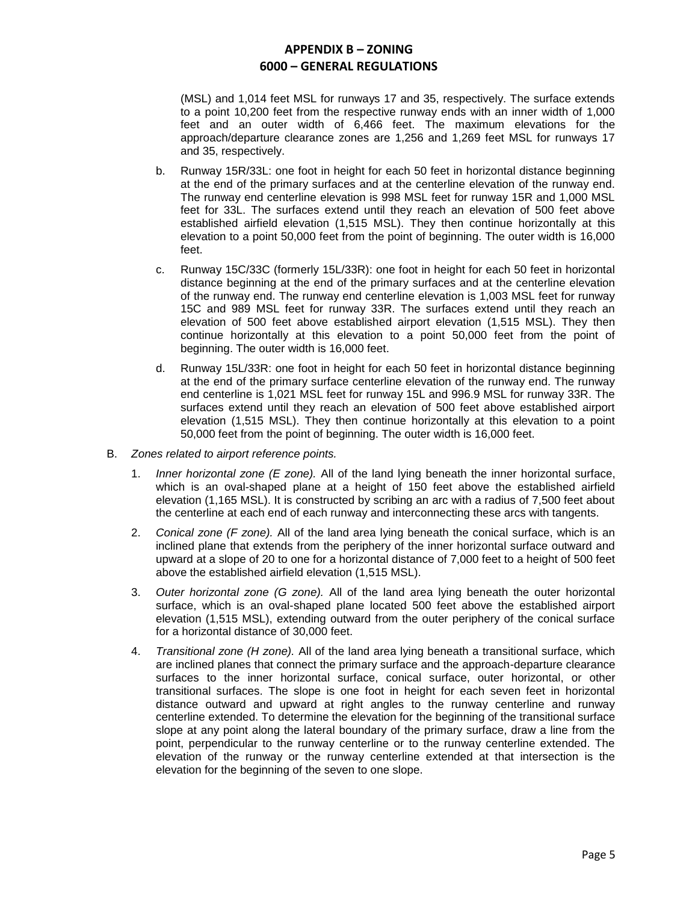(MSL) and 1,014 feet MSL for runways 17 and 35, respectively. The surface extends to a point 10,200 feet from the respective runway ends with an inner width of 1,000 feet and an outer width of 6,466 feet. The maximum elevations for the approach/departure clearance zones are 1,256 and 1,269 feet MSL for runways 17 and 35, respectively.

b. Runway 15R/33L: one foot in height for each 50 feet in horizontal distance beginning at the end of the primary surfaces and at the centerline elevation of the runway end. The runway end centerline elevation is 998 MSL feet for runway 15R and 1,000 MSL feet for 33L. The surfaces extend until they reach an elevation of 500 feet above established airfield elevation (1,515 MSL). They then continue horizontally at this elevation to a point 50,000 feet from the point of beginning. The outer width is 16,000 feet.

c. Runway 15C/33C (formerly 15L/33R): one foot in height for each 50 feet in horizontal distance beginning at the end of the primary surfaces and at the centerline elevation of the runway end. The runway end centerline elevation is 1,003 MSL feet for runway 15C and 989 MSL feet for runway 33R. The surfaces extend until they reach an elevation of 500 feet above established airport elevation (1,515 MSL). They then continue horizontally at this elevation to a point 50,000 feet from the point of beginning. The outer width is 16,000 feet.

d. Runway 15L/33R: one foot in height for each 50 feet in horizontal distance beginning at the end of the primary surface centerline elevation of the runway end. The runway end centerline is 1,021 MSL feet for runway 15L and 996.9 MSL for runway 33R. The surfaces extend until they reach an elevation of 500 feet above established airport elevation (1,515 MSL). They then continue horizontally at this elevation to a point 50,000 feet from the point of beginning. The outer width is 16,000 feet.

B. *Zones related to airport reference points.*

1. *Inner horizontal zone (E zone).* All of the land lying beneath the inner horizontal surface, which is an oval-shaped plane at a height of 150 feet above the established airfield elevation (1,165 MSL). It is constructed by scribing an arc with a radius of 7,500 feet about the centerline at each end of each runway and interconnecting these arcs with tangents.

2. *Conical zone (F zone).* All of the land area lying beneath the conical surface, which is an inclined plane that extends from the periphery of the inner horizontal surface outward and upward at a slope of 20 to one for a horizontal distance of 7,000 feet to a height of 500 feet above the established airfield elevation (1,515 MSL).

3. *Outer horizontal zone (G zone).* All of the land area lying beneath the outer horizontal surface, which is an oval-shaped plane located 500 feet above the established airport elevation (1,515 MSL), extending outward from the outer periphery of the conical surface for a horizontal distance of 30,000 feet.

4. *Transitional zone (H zone).* All of the land area lying beneath a transitional surface, which are inclined planes that connect the primary surface and the approach-departure clearance surfaces to the inner horizontal surface, conical surface, outer horizontal, or other transitional surfaces. The slope is one foot in height for each seven feet in horizontal distance outward and upward at right angles to the runway centerline and runway centerline extended. To determine the elevation for the beginning of the transitional surface slope at any point along the lateral boundary of the primary surface, draw a line from the point, perpendicular to the runway centerline or to the runway centerline extended. The elevation of the runway or the runway centerline extended at that intersection is the elevation for the beginning of the seven to one slope.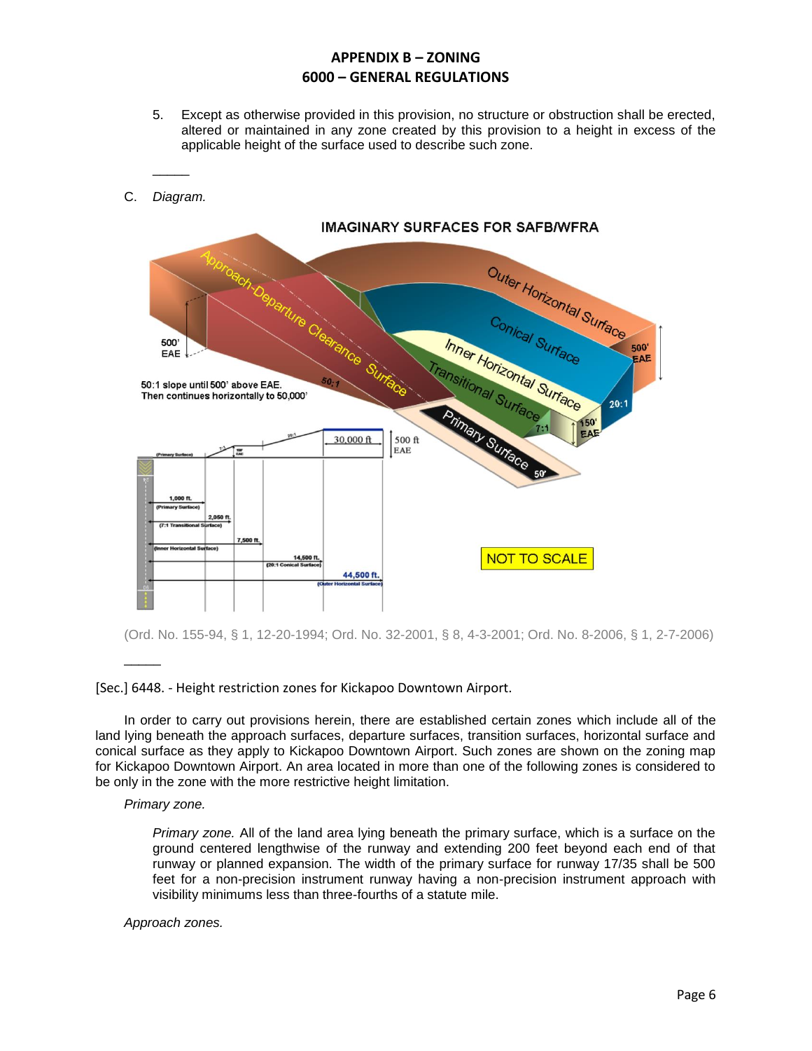5. Except as otherwise provided in this provision, no structure or obstruction shall be erected, altered or maintained in any zone created by this provision to a height in excess of the applicable height of the surface used to describe such zone.

———

C. *Diagram.*

**IMAGINARY SURFACES FOR SAFB/WFRA**

(Ord. No. 155-94, § 1, 12-20-1994; Ord. No. 32-2001, § 8, 4-3-2001; Ord. No. 8-2006, § 1, 2-7-2006)

———

[Sec.] 6448. - Height restriction zones for Kickapoo Downtown Airport.

In order to carry out provisions herein, there are established certain zones which include all of the land lying beneath the approach surfaces, departure surfaces, transition surfaces, horizontal surface and conical surface as they apply to Kickapoo Downtown Airport. Such zones are shown on the zoning map for Kickapoo Downtown Airport. An area located in more than one of the following zones is considered to be only in the zone with the more restrictive height limitation.

*Primary zone.*

*Primary zone.* All of the land area lying beneath the primary surface, which is a surface on the ground centered lengthwise of the runway and extending 200 feet beyond each end of that runway or planned expansion. The width of the primary surface for runway 17/35 shall be 500 feet for a non-precision instrument runway having a non-precision instrument approach with visibility minimums less than three-fourths of a statute mile.

*Approach zones.*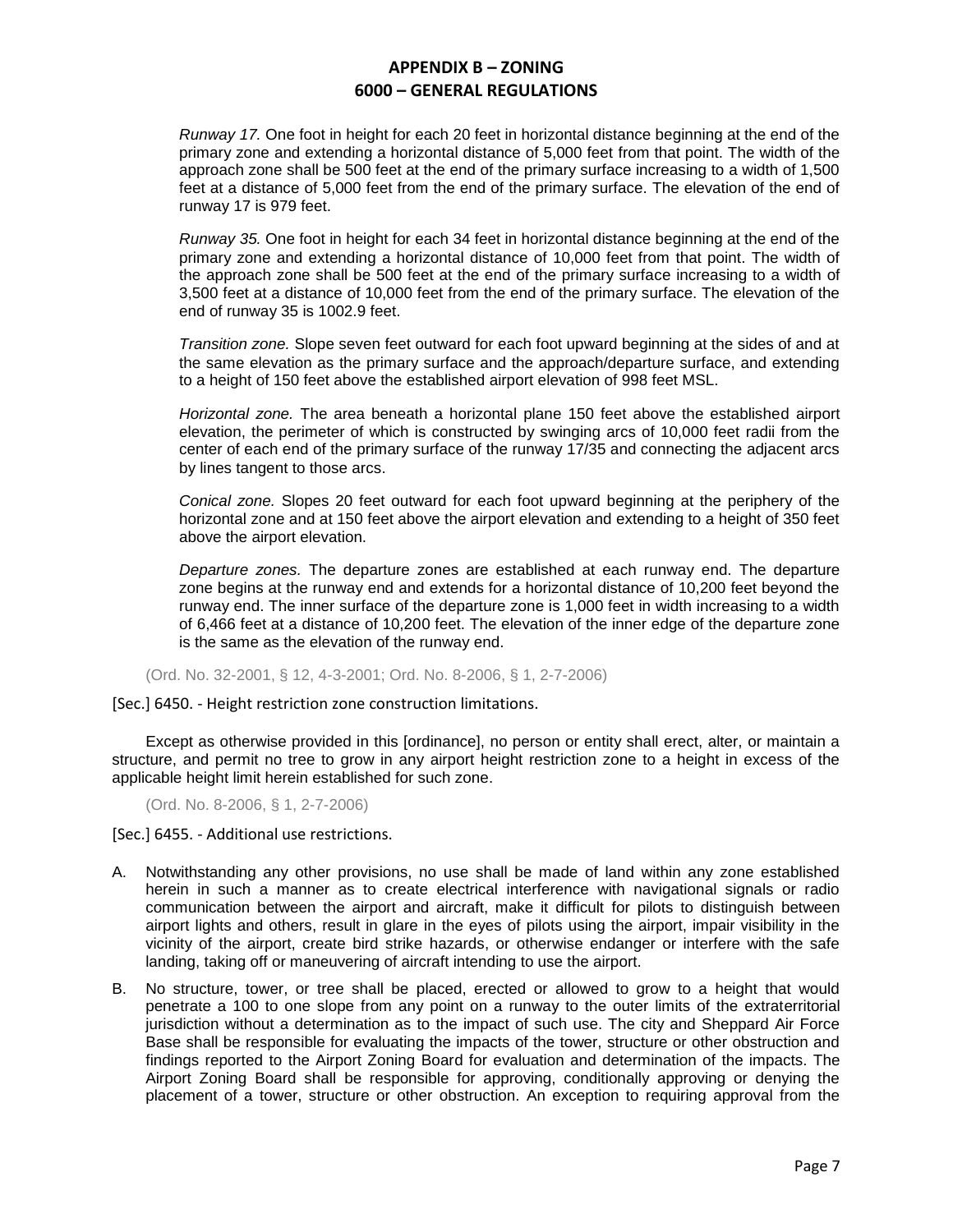*Runway 17.* One foot in height for each 20 feet in horizontal distance beginning at the end of the primary zone and extending a horizontal distance of 5,000 feet from that point. The width of the approach zone shall be 500 feet at the end of the primary surface increasing to a width of 1,500 feet at a distance of 5,000 feet from the end of the primary surface. The elevation of the end of runway 17 is 979 feet.

*Runway 35.* One foot in height for each 34 feet in horizontal distance beginning at the end of the primary zone and extending a horizontal distance of 10,000 feet from that point. The width of the approach zone shall be 500 feet at the end of the primary surface increasing to a width of 3,500 feet at a distance of 10,000 feet from the end of the primary surface. The elevation of the end of runway 35 is 1002.9 feet.

*Transition zone.* Slope seven feet outward for each foot upward beginning at the sides of and at the same elevation as the primary surface and the approach/departure surface, and extending to a height of 150 feet above the established airport elevation of 998 feet MSL.

*Horizontal zone.* The area beneath a horizontal plane 150 feet above the established airport elevation, the perimeter of which is constructed by swinging arcs of 10,000 feet radii from the center of each end of the primary surface of the runway 17/35 and connecting the adjacent arcs by lines tangent to those arcs.

*Conical zone.* Slopes 20 feet outward for each foot upward beginning at the periphery of the horizontal zone and at 150 feet above the airport elevation and extending to a height of 350 feet above the airport elevation.

*Departure zones.* The departure zones are established at each runway end. The departure zone begins at the runway end and extends for a horizontal distance of 10,200 feet beyond the runway end. The inner surface of the departure zone is 1,000 feet in width increasing to a width of 6,466 feet at a distance of 10,200 feet. The elevation of the inner edge of the departure zone is the same as the elevation of the runway end.

(Ord. No. 32-2001, § 12, 4-3-2001; Ord. No. 8-2006, § 1, 2-7-2006)

[Sec.] 6450. - Height restriction zone construction limitations.

Except as otherwise provided in this [ordinance], no person or entity shall erect, alter, or maintain a structure, and permit no tree to grow in any airport height restriction zone to a height in excess of the applicable height limit herein established for such zone.

(Ord. No. 8-2006, § 1, 2-7-2006)

[Sec.] 6455. - Additional use restrictions.

A. Notwithstanding any other provisions, no use shall be made of land within any zone established herein in such a manner as to create electrical interference with navigational signals or radio communication between the airport and aircraft, make it difficult for pilots to distinguish between airport lights and others, result in glare in the eyes of pilots using the airport, impair visibility in the vicinity of the airport, create bird strike hazards, or otherwise endanger or interfere with the safe landing, taking off or maneuvering of aircraft intending to use the airport.

B. No structure, tower, or tree shall be placed, erected or allowed to grow to a height that would penetrate a 100 to one slope from any point on a runway to the outer limits of the extraterritorial jurisdiction without a determination as to the impact of such use. The city and Sheppard Air Force Base shall be responsible for evaluating the impacts of the tower, structure or other obstruction and findings reported to the Airport Zoning Board for evaluation and determination of the impacts. The Airport Zoning Board shall be responsible for approving, conditionally approving or denying the placement of a tower, structure or other obstruction. An exception to requiring approval from the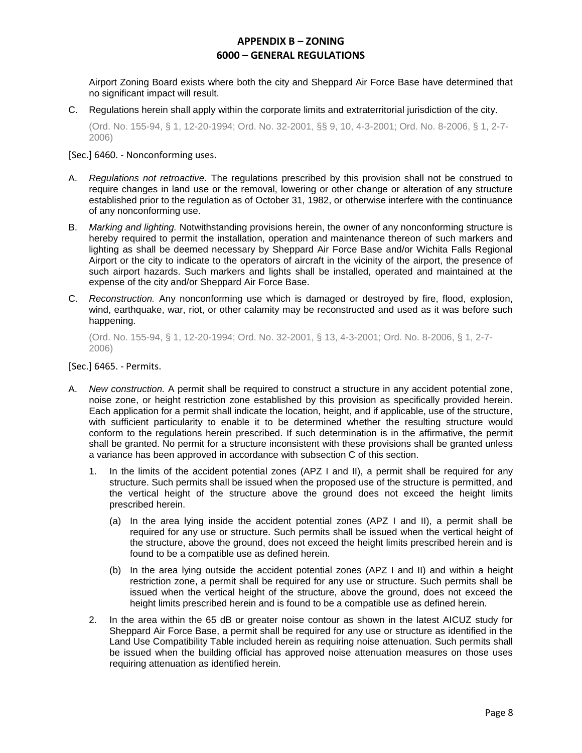Airport Zoning Board exists where both the city and Sheppard Air Force Base have determined that no significant impact will result.

C. Regulations herein shall apply within the corporate limits and extraterritorial jurisdiction of the city.

(Ord. No. 155-94, § 1, 12-20-1994; Ord. No. 32-2001, §§ 9, 10, 4-3-2001; Ord. No. 8-2006, § 1, 2-7-2006)

## [Sec.] 6460. - Nonconforming uses.

A. *Regulations not retroactive.* The regulations prescribed by this provision shall not be construed to require changes in land use or the removal, lowering or other change or alteration of any structure established prior to the regulation as of October 31, 1982, or otherwise interfere with the continuance of any nonconforming use.

B. *Marking and lighting.* Notwithstanding provisions herein, the owner of any nonconforming structure is hereby required to permit the installation, operation and maintenance thereon of such markers and lighting as shall be deemed necessary by Sheppard Air Force Base and/or Wichita Falls Regional Airport or the city to indicate to the operators of aircraft in the vicinity of the airport, the presence of such airport hazards. Such markers and lights shall be installed, operated and maintained at the expense of the city and/or Sheppard Air Force Base.

C. *Reconstruction.* Any nonconforming use which is damaged or destroyed by fire, flood, explosion, wind, earthquake, war, riot, or other calamity may be reconstructed and used as it was before such happening.

(Ord. No. 155-94, § 1, 12-20-1994; Ord. No. 32-2001, § 13, 4-3-2001; Ord. No. 8-2006, § 1, 2-7-2006)

## [Sec.] 6465. - Permits.

A. *New construction.* A permit shall be required to construct a structure in any accident potential zone, noise zone, or height restriction zone established by this provision as specifically provided herein. Each application for a permit shall indicate the location, height, and if applicable, use of the structure, with sufficient particularity to enable it to be determined whether the resulting structure would conform to the regulations herein prescribed. If such determination is in the affirmative, the permit shall be granted. No permit for a structure inconsistent with these provisions shall be granted unless a variance has been approved in accordance with subsection C of this section.

   1. In the limits of the accident potential zones (APZ I and II), a permit shall be required for any structure. Such permits shall be issued when the proposed use of the structure is permitted, and the vertical height of the structure above the ground does not exceed the height limits prescribed herein.

      (a) In the area lying inside the accident potential zones (APZ I and II), a permit shall be required for any use or structure. Such permits shall be issued when the vertical height of the structure, above the ground, does not exceed the height limits prescribed herein and is found to be a compatible use as defined herein.

      (b) In the area lying outside the accident potential zones (APZ I and II) and within a height restriction zone, a permit shall be required for any use or structure. Such permits shall be issued when the vertical height of the structure, above the ground, does not exceed the height limits prescribed herein and is found to be a compatible use as defined herein.

   2. In the area within the 65 dB or greater noise contour as shown in the latest AICUZ study for Sheppard Air Force Base, a permit shall be required for any use or structure as identified in the Land Use Compatibility Table included herein as requiring noise attenuation. Such permits shall be issued when the building official has approved noise attenuation measures on those uses requiring attenuation as identified herein.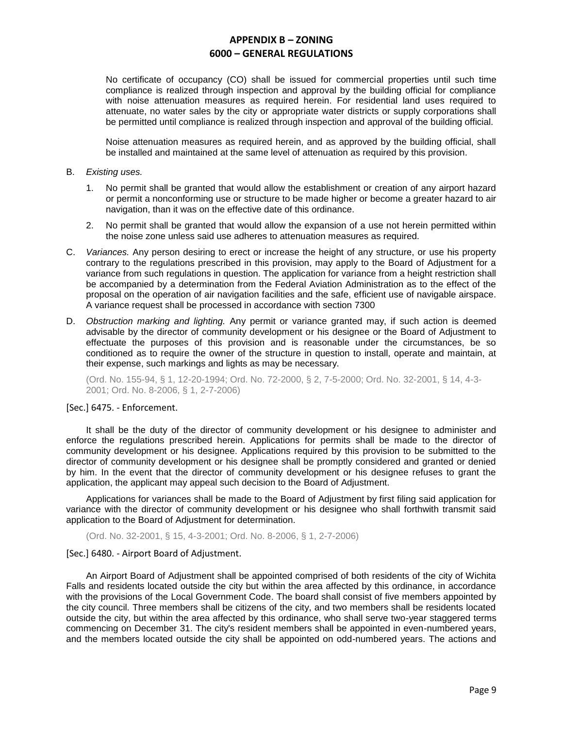No certificate of occupancy (CO) shall be issued for commercial properties until such time compliance is realized through inspection and approval by the building official for compliance with noise attenuation measures as required herein. For residential land uses required to attenuate, no water sales by the city or appropriate water districts or supply corporations shall be permitted until compliance is realized through inspection and approval of the building official.

Noise attenuation measures as required herein, and as approved by the building official, shall be installed and maintained at the same level of attenuation as required by this provision.

B. *Existing uses.*

1. No permit shall be granted that would allow the establishment or creation of any airport hazard or permit a nonconforming use or structure to be made higher or become a greater hazard to air navigation, than it was on the effective date of this ordinance.

2. No permit shall be granted that would allow the expansion of a use not herein permitted within the noise zone unless said use adheres to attenuation measures as required.

C. *Variances.* Any person desiring to erect or increase the height of any structure, or use his property contrary to the regulations prescribed in this provision, may apply to the Board of Adjustment for a variance from such regulations in question. The application for variance from a height restriction shall be accompanied by a determination from the Federal Aviation Administration as to the effect of the proposal on the operation of air navigation facilities and the safe, efficient use of navigable airspace. A variance request shall be processed in accordance with section 7300

D. *Obstruction marking and lighting.* Any permit or variance granted may, if such action is deemed advisable by the director of community development or his designee or the Board of Adjustment to effectuate the purposes of this provision and is reasonable under the circumstances, be so conditioned as to require the owner of the structure in question to install, operate and maintain, at their expense, such markings and lights as may be necessary.

(Ord. No. 155-94, § 1, 12-20-1994; Ord. No. 72-2000, § 2, 7-5-2000; Ord. No. 32-2001, § 14, 4-3-2001; Ord. No. 8-2006, § 1, 2-7-2006)

[Sec.] 6475. - Enforcement.

It shall be the duty of the director of community development or his designee to administer and enforce the regulations prescribed herein. Applications for permits shall be made to the director of community development or his designee. Applications required by this provision to be submitted to the director of community development or his designee shall be promptly considered and granted or denied by him. In the event that the director of community development or his designee refuses to grant the application, the applicant may appeal such decision to the Board of Adjustment.

Applications for variances shall be made to the Board of Adjustment by first filing said application for variance with the director of community development or his designee who shall forthwith transmit said application to the Board of Adjustment for determination.

(Ord. No. 32-2001, § 15, 4-3-2001; Ord. No. 8-2006, § 1, 2-7-2006)

[Sec.] 6480. - Airport Board of Adjustment.

An Airport Board of Adjustment shall be appointed comprised of both residents of the city of Wichita Falls and residents located outside the city but within the area affected by this ordinance, in accordance with the provisions of the Local Government Code. The board shall consist of five members appointed by the city council. Three members shall be citizens of the city, and two members shall be residents located outside the city, but within the area affected by this ordinance, who shall serve two-year staggered terms commencing on December 31. The city's resident members shall be appointed in even-numbered years, and the members located outside the city shall be appointed on odd-numbered years. The actions and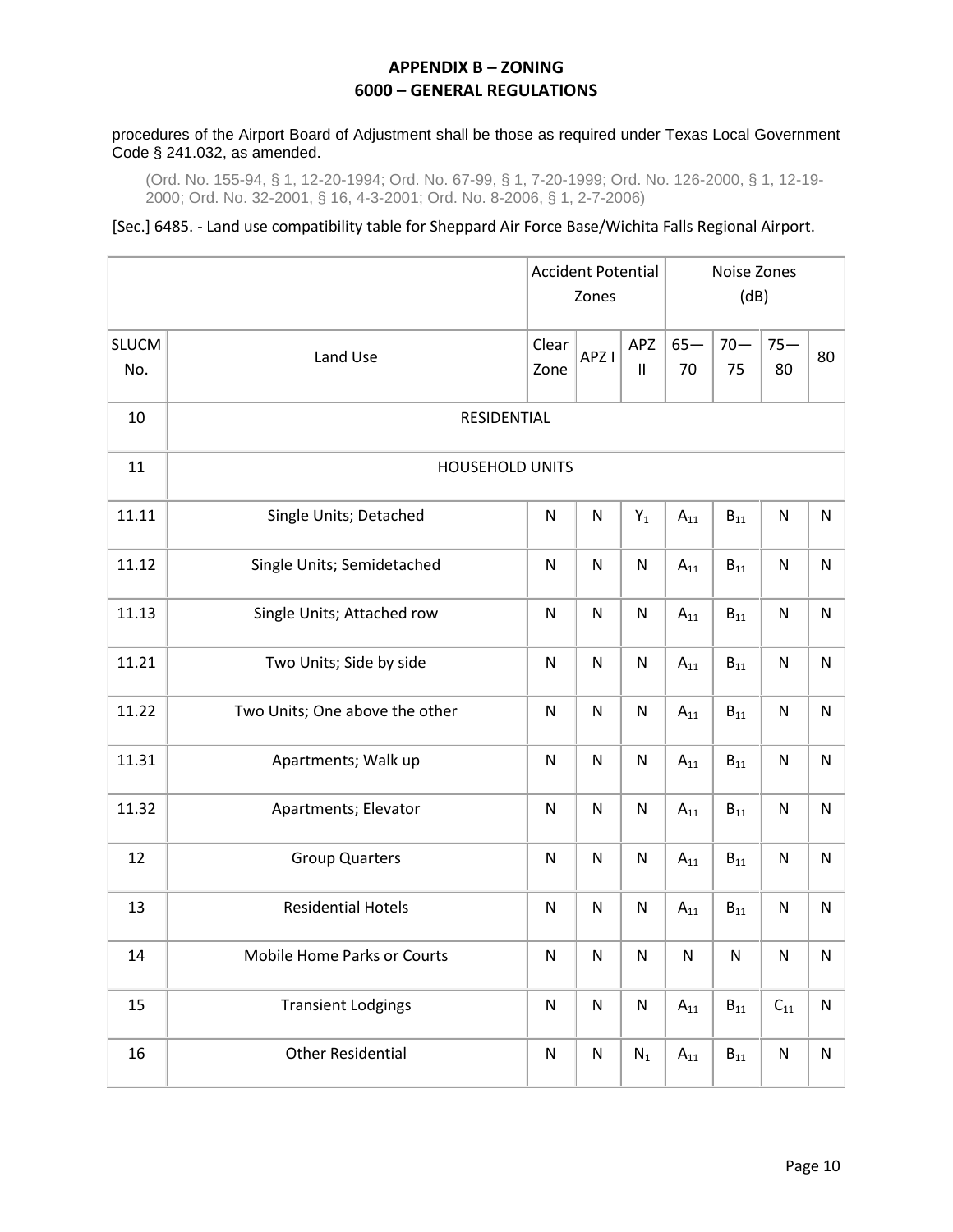procedures of the Airport Board of Adjustment shall be those as required under Texas Local Government Code § 241.032, as amended.

(Ord. No. 155-94, § 1, 12-20-1994; Ord. No. 67-99, § 1, 7-20-1999; Ord. No. 126-2000, § 1, 12-19-2000; Ord. No. 32-2001, § 16, 4-3-2001; Ord. No. 8-2006, § 1, 2-7-2006)

[Sec.] 6485. - Land use compatibility table for Sheppard Air Force Base/Wichita Falls Regional Airport.

| | | Accident Potential Zones | | | Noise Zones (dB) | | | |
|---|---|---|---|---|---|---|---|---|
| SLUCM No. | Land Use | Clear Zone | APZ I | APZ II | 65—70 | 70—75 | 75—80 | 80 |
| 10 | RESIDENTIAL | | | | | | | |
| 11 | HOUSEHOLD UNITS | | | | | | | |
| 11.11 | Single Units; Detached | N | N | $Y_1$ | $A_{11}$ | $B_{11}$ | N | N |
| 11.12 | Single Units; Semidetached | N | N | N | $A_{11}$ | $B_{11}$ | N | N |
| 11.13 | Single Units; Attached row | N | N | N | $A_{11}$ | $B_{11}$ | N | N |
| 11.21 | Two Units; Side by side | N | N | N | $A_{11}$ | $B_{11}$ | N | N |
| 11.22 | Two Units; One above the other | N | N | N | $A_{11}$ | $B_{11}$ | N | N |
| 11.31 | Apartments; Walk up | N | N | N | $A_{11}$ | $B_{11}$ | N | N |
| 11.32 | Apartments; Elevator | N | N | N | $A_{11}$ | $B_{11}$ | N | N |
| 12 | Group Quarters | N | N | N | $A_{11}$ | $B_{11}$ | N | N |
| 13 | Residential Hotels | N | N | N | $A_{11}$ | $B_{11}$ | N | N |
| 14 | Mobile Home Parks or Courts | N | N | N | N | N | N | N |
| 15 | Transient Lodgings | N | N | N | $A_{11}$ | $B_{11}$ | $C_{11}$ | N |
| 16 | Other Residential | N | N | $N_1$ | $A_{11}$ | $B_{11}$ | N | N |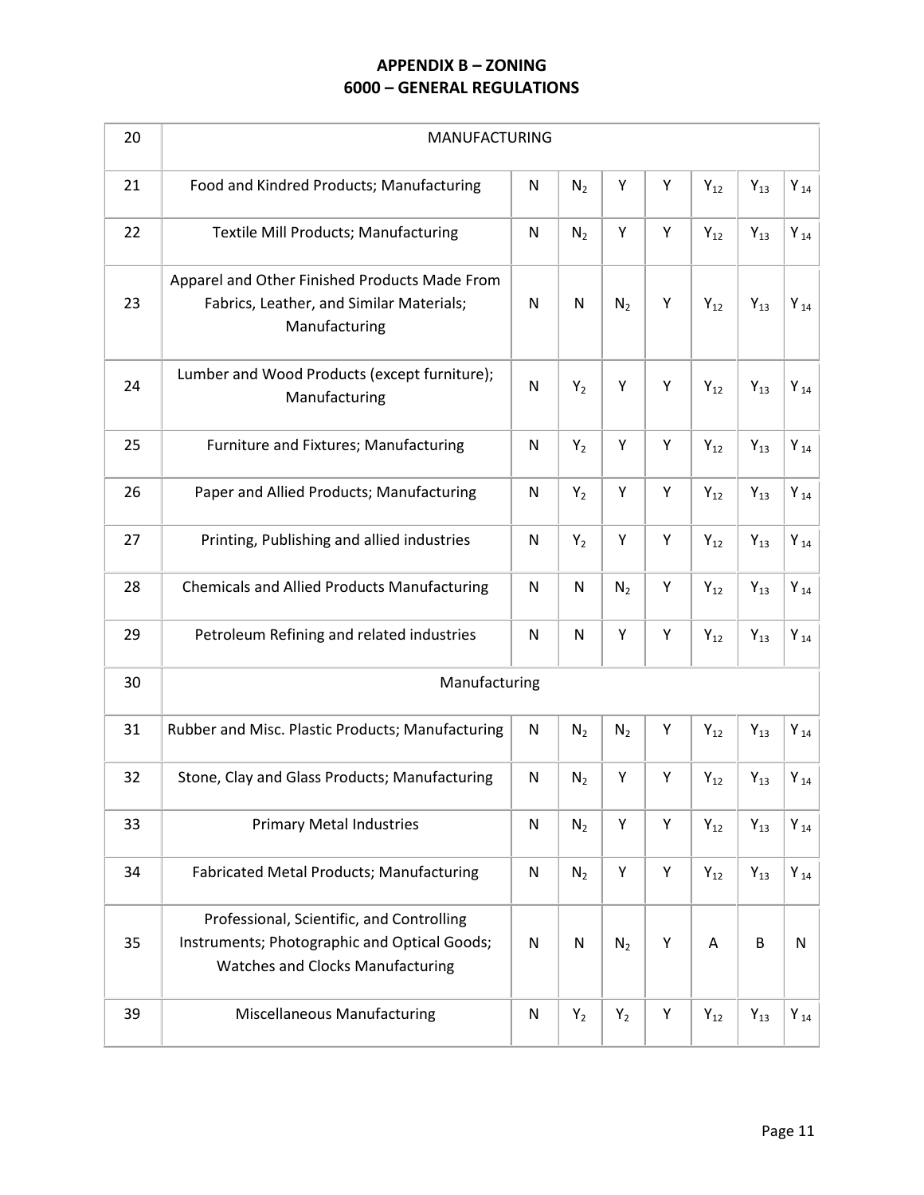## APPENDIX B – ZONING
## 6000 – GENERAL REGULATIONS

| 20 | MANUFACTURING | | | | | | | |
|---|---|---|---|---|---|---|---|---|
| 21 | Food and Kindred Products; Manufacturing | N | $N_2$ | Y | Y | $Y_{12}$ | $Y_{13}$ | $Y_{14}$ |
| 22 | Textile Mill Products; Manufacturing | N | $N_2$ | Y | Y | $Y_{12}$ | $Y_{13}$ | $Y_{14}$ |
| 23 | Apparel and Other Finished Products Made From Fabrics, Leather, and Similar Materials; Manufacturing | N | N | $N_2$ | Y | $Y_{12}$ | $Y_{13}$ | $Y_{14}$ |
| 24 | Lumber and Wood Products (except furniture); Manufacturing | N | $Y_2$ | Y | Y | $Y_{12}$ | $Y_{13}$ | $Y_{14}$ |
| 25 | Furniture and Fixtures; Manufacturing | N | $Y_2$ | Y | Y | $Y_{12}$ | $Y_{13}$ | $Y_{14}$ |
| 26 | Paper and Allied Products; Manufacturing | N | $Y_2$ | Y | Y | $Y_{12}$ | $Y_{13}$ | $Y_{14}$ |
| 27 | Printing, Publishing and allied industries | N | $Y_2$ | Y | Y | $Y_{12}$ | $Y_{13}$ | $Y_{14}$ |
| 28 | Chemicals and Allied Products Manufacturing | N | N | $N_2$ | Y | $Y_{12}$ | $Y_{13}$ | $Y_{14}$ |
| 29 | Petroleum Refining and related industries | N | N | Y | Y | $Y_{12}$ | $Y_{13}$ | $Y_{14}$ |
| 30 | Manufacturing | | | | | | | |
| 31 | Rubber and Misc. Plastic Products; Manufacturing | N | $N_2$ | $N_2$ | Y | $Y_{12}$ | $Y_{13}$ | $Y_{14}$ |
| 32 | Stone, Clay and Glass Products; Manufacturing | N | $N_2$ | Y | Y | $Y_{12}$ | $Y_{13}$ | $Y_{14}$ |
| 33 | Primary Metal Industries | N | $N_2$ | Y | Y | $Y_{12}$ | $Y_{13}$ | $Y_{14}$ |
| 34 | Fabricated Metal Products; Manufacturing | N | $N_2$ | Y | Y | $Y_{12}$ | $Y_{13}$ | $Y_{14}$ |
| 35 | Professional, Scientific, and Controlling Instruments; Photographic and Optical Goods; Watches and Clocks Manufacturing | N | N | $N_2$ | Y | A | B | N |
| 39 | Miscellaneous Manufacturing | N | $Y_2$ | $Y_2$ | Y | $Y_{12}$ | $Y_{13}$ | $Y_{14}$ |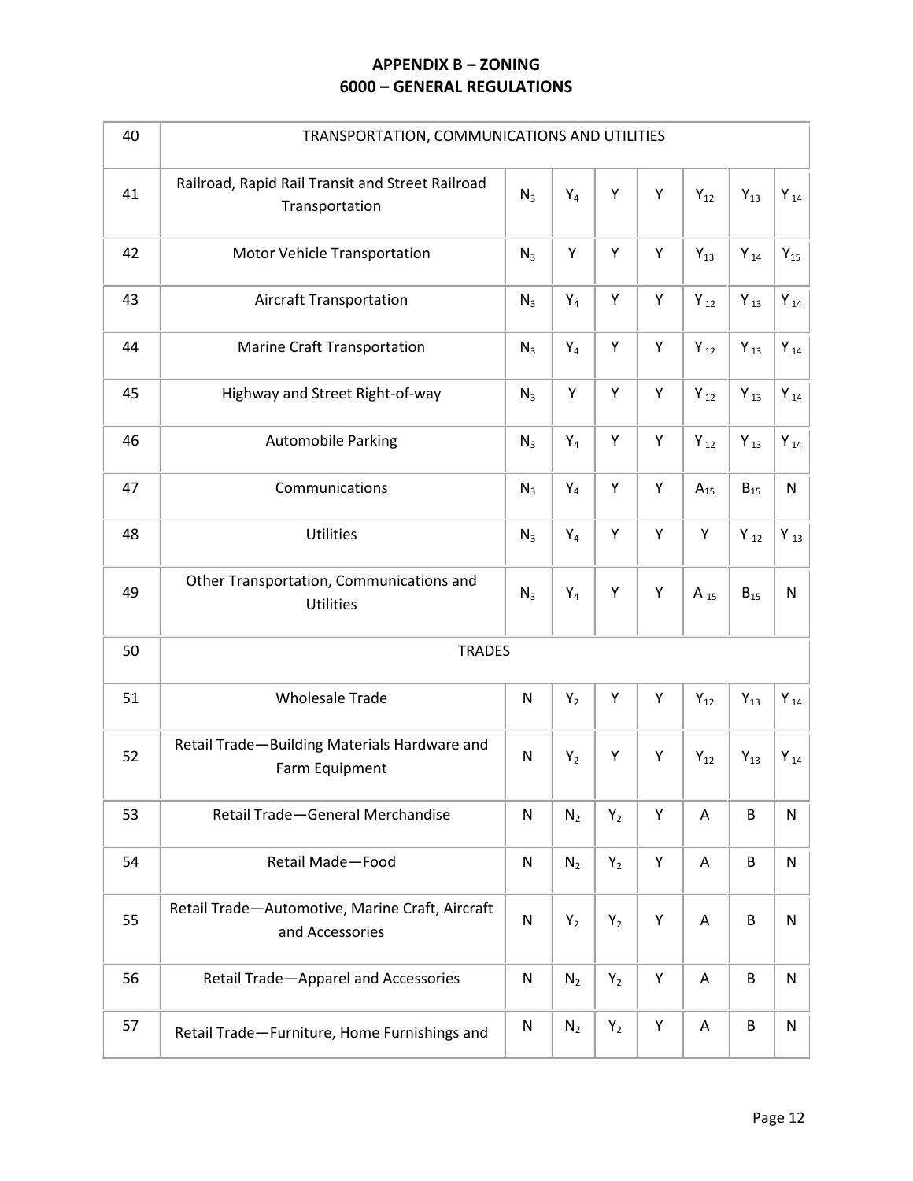## APPENDIX B – ZONING
## 6000 – GENERAL REGULATIONS

| | | | | | | | | |
|---|---|---|---|---|---|---|---|---|
| 40 | TRANSPORTATION, COMMUNICATIONS AND UTILITIES | | | | | | | |
| 41 | Railroad, Rapid Rail Transit and Street Railroad Transportation | $N_3$ | $Y_4$ | Y | Y | $Y_{12}$ | $Y_{13}$ | $Y_{14}$ |
| 42 | Motor Vehicle Transportation | $N_3$ | Y | Y | Y | $Y_{13}$ | $Y_{14}$ | $Y_{15}$ |
| 43 | Aircraft Transportation | $N_3$ | $Y_4$ | Y | Y | $Y_{12}$ | $Y_{13}$ | $Y_{14}$ |
| 44 | Marine Craft Transportation | $N_3$ | $Y_4$ | Y | Y | $Y_{12}$ | $Y_{13}$ | $Y_{14}$ |
| 45 | Highway and Street Right-of-way | $N_3$ | Y | Y | Y | $Y_{12}$ | $Y_{13}$ | $Y_{14}$ |
| 46 | Automobile Parking | $N_3$ | $Y_4$ | Y | Y | $Y_{12}$ | $Y_{13}$ | $Y_{14}$ |
| 47 | Communications | $N_3$ | $Y_4$ | Y | Y | $A_{15}$ | $B_{15}$ | N |
| 48 | Utilities | $N_3$ | $Y_4$ | Y | Y | Y | $Y_{12}$ | $Y_{13}$ |
| 49 | Other Transportation, Communications and Utilities | $N_3$ | $Y_4$ | Y | Y | $A_{15}$ | $B_{15}$ | N |
| 50 | TRADES | | | | | | | |
| 51 | Wholesale Trade | N | $Y_2$ | Y | Y | $Y_{12}$ | $Y_{13}$ | $Y_{14}$ |
| 52 | Retail Trade—Building Materials Hardware and Farm Equipment | N | $Y_2$ | Y | Y | $Y_{12}$ | $Y_{13}$ | $Y_{14}$ |
| 53 | Retail Trade—General Merchandise | N | $N_2$ | $Y_2$ | Y | A | B | N |
| 54 | Retail Made—Food | N | $N_2$ | $Y_2$ | Y | A | B | N |
| 55 | Retail Trade—Automotive, Marine Craft, Aircraft and Accessories | N | $Y_2$ | $Y_2$ | Y | A | B | N |
| 56 | Retail Trade—Apparel and Accessories | N | $N_2$ | $Y_2$ | Y | A | B | N |
| 57 | Retail Trade—Furniture, Home Furnishings and | N | $N_2$ | $Y_2$ | Y | A | B | N |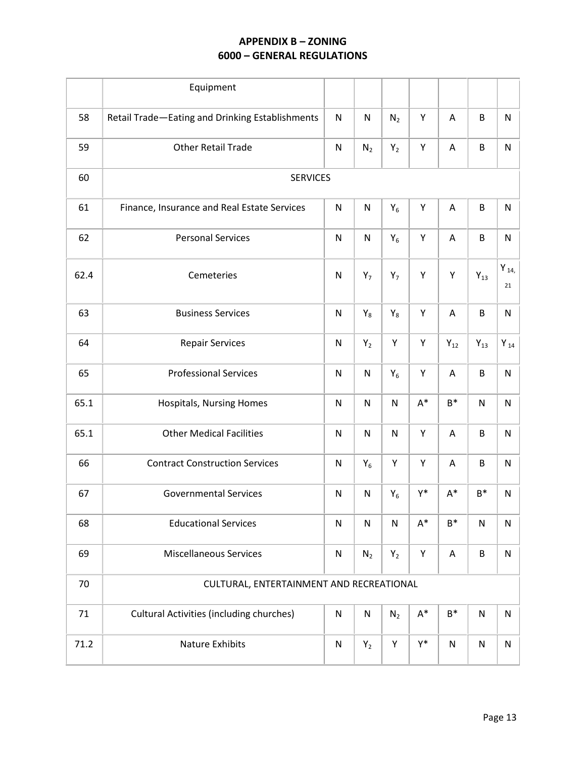# APPENDIX B – ZONING

## 6000 – GENERAL REGULATIONS

| | | | | | | | | |
|---|---|---|---|---|---|---|---|---|
| | Equipment | | | | | | | |
| 58 | Retail Trade—Eating and Drinking Establishments | N | N | $N_2$ | Y | A | B | N |
| 59 | Other Retail Trade | N | $N_2$ | $Y_2$ | Y | A | B | N |
| 60 | SERVICES | | | | | | | |
| 61 | Finance, Insurance and Real Estate Services | N | N | $Y_6$ | Y | A | B | N |
| 62 | Personal Services | N | N | $Y_6$ | Y | A | B | N |
| 62.4 | Cemeteries | N | $Y_7$ | $Y_7$ | Y | Y | $Y_{13}$ | $Y_{14, 21}$ |
| 63 | Business Services | N | $Y_8$ | $Y_8$ | Y | A | B | N |
| 64 | Repair Services | N | $Y_2$ | Y | Y | $Y_{12}$ | $Y_{13}$ | $Y_{14}$ |
| 65 | Professional Services | N | N | $Y_6$ | Y | A | B | N |
| 65.1 | Hospitals, Nursing Homes | N | N | N | A* | B* | N | N |
| 65.1 | Other Medical Facilities | N | N | N | Y | A | B | N |
| 66 | Contract Construction Services | N | $Y_6$ | Y | Y | A | B | N |
| 67 | Governmental Services | N | N | $Y_6$ | Y* | A* | B* | N |
| 68 | Educational Services | N | N | N | A* | B* | N | N |
| 69 | Miscellaneous Services | N | $N_2$ | $Y_2$ | Y | A | B | N |
| 70 | CULTURAL, ENTERTAINMENT AND RECREATIONAL | | | | | | | |
| 71 | Cultural Activities (including churches) | N | N | $N_2$ | A* | B* | N | N |
| 71.2 | Nature Exhibits | N | $Y_2$ | Y | Y* | N | N | N |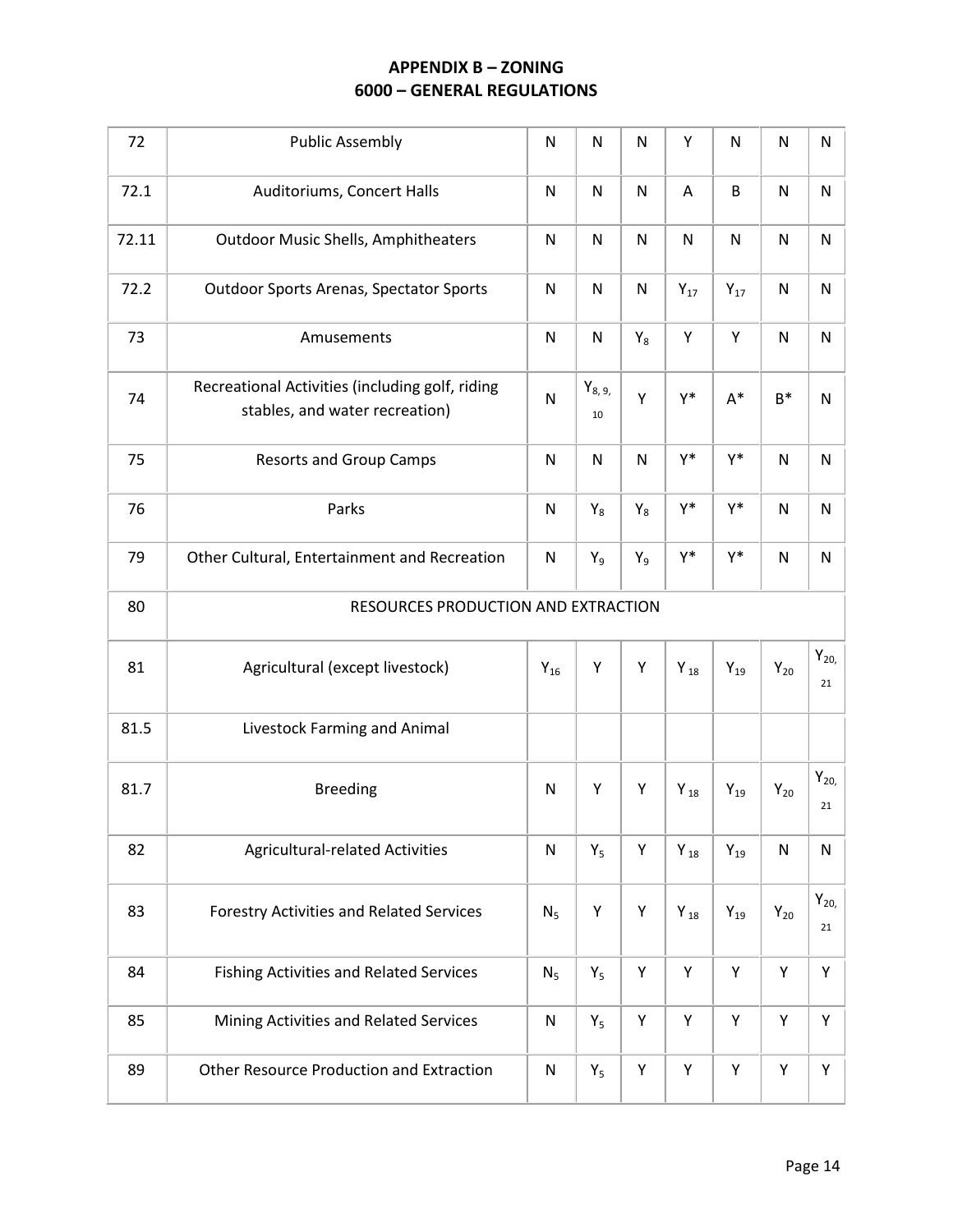# APPENDIX B – ZONING
## 6000 – GENERAL REGULATIONS

| | | | | | | | | |
|---|---|---|---|---|---|---|---|---|
| 72 | Public Assembly | N | N | N | Y | N | N | N |
| 72.1 | Auditoriums, Concert Halls | N | N | N | A | B | N | N |
| 72.11 | Outdoor Music Shells, Amphitheaters | N | N | N | N | N | N | N |
| 72.2 | Outdoor Sports Arenas, Spectator Sports | N | N | N | $Y_{17}$ | $Y_{17}$ | N | N |
| 73 | Amusements | N | N | $Y_8$ | Y | Y | N | N |
| 74 | Recreational Activities (including golf, riding stables, and water recreation) | N | $Y_{8, 9, 10}$ | Y | Y* | A* | B* | N |
| 75 | Resorts and Group Camps | N | N | N | Y* | Y* | N | N |
| 76 | Parks | N | $Y_8$ | $Y_8$ | Y* | Y* | N | N |
| 79 | Other Cultural, Entertainment and Recreation | N | $Y_9$ | $Y_9$ | Y* | Y* | N | N |
| 80 | RESOURCES PRODUCTION AND EXTRACTION | | | | | | | |
| 81 | Agricultural (except livestock) | $Y_{16}$ | Y | Y | $Y_{18}$ | $Y_{19}$ | $Y_{20}$ | $Y_{20, 21}$ |
| 81.5 | Livestock Farming and Animal | | | | | | | |
| 81.7 | Breeding | N | Y | Y | $Y_{18}$ | $Y_{19}$ | $Y_{20}$ | $Y_{20, 21}$ |
| 82 | Agricultural-related Activities | N | $Y_5$ | Y | $Y_{18}$ | $Y_{19}$ | N | N |
| 83 | Forestry Activities and Related Services | $N_5$ | Y | Y | $Y_{18}$ | $Y_{19}$ | $Y_{20}$ | $Y_{20, 21}$ |
| 84 | Fishing Activities and Related Services | $N_5$ | $Y_5$ | Y | Y | Y | Y | Y |
| 85 | Mining Activities and Related Services | N | $Y_5$ | Y | Y | Y | Y | Y |
| 89 | Other Resource Production and Extraction | N | $Y_5$ | Y | Y | Y | Y | Y |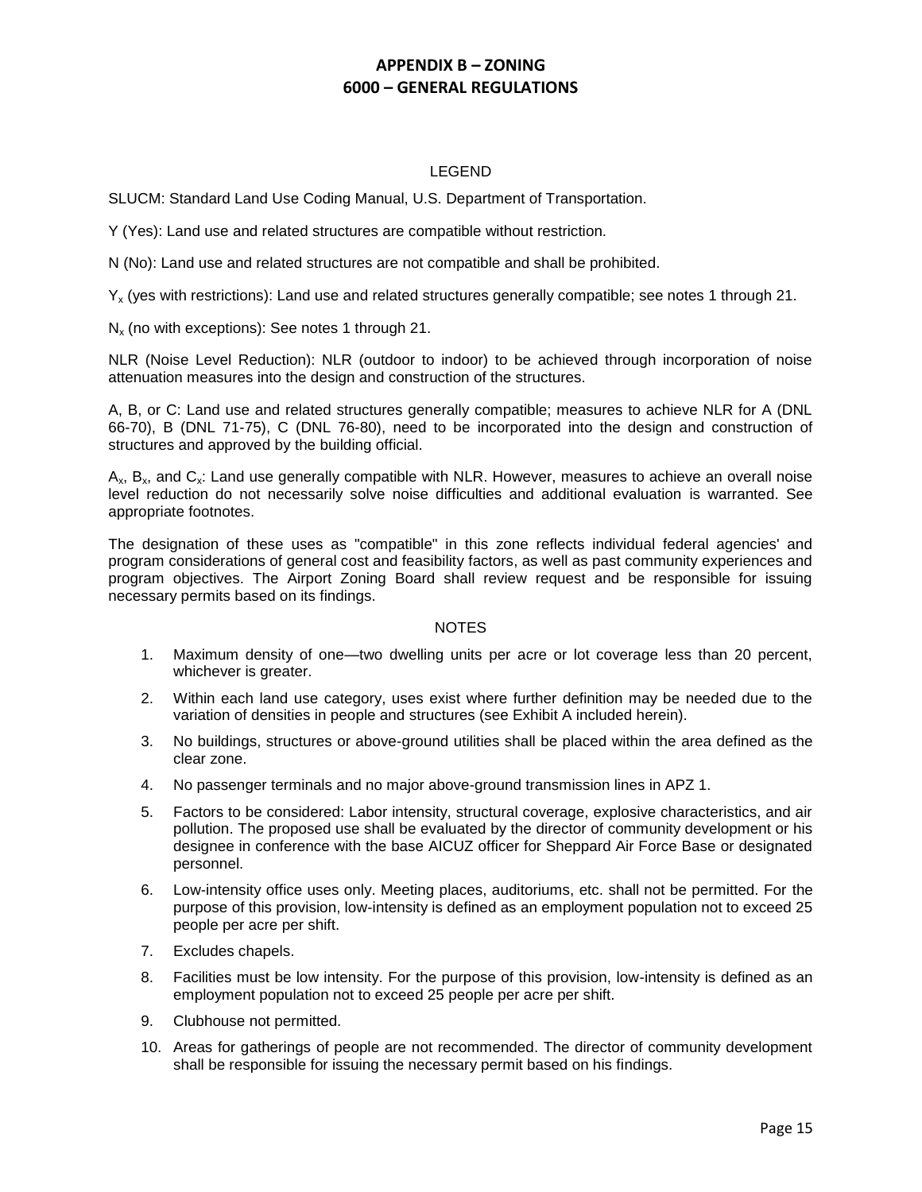# APPENDIX B – ZONING
## 6000 – GENERAL REGULATIONS

LEGEND

SLUCM: Standard Land Use Coding Manual, U.S. Department of Transportation.

Y (Yes): Land use and related structures are compatible without restriction.

N (No): Land use and related structures are not compatible and shall be prohibited.

$Y_x$ (yes with restrictions): Land use and related structures generally compatible; see notes 1 through 21.

$N_x$ (no with exceptions): See notes 1 through 21.

NLR (Noise Level Reduction): NLR (outdoor to indoor) to be achieved through incorporation of noise attenuation measures into the design and construction of the structures.

A, B, or C: Land use and related structures generally compatible; measures to achieve NLR for A (DNL 66-70), B (DNL 71-75), C (DNL 76-80), need to be incorporated into the design and construction of structures and approved by the building official.

$A_x$, $B_x$, and $C_x$: Land use generally compatible with NLR. However, measures to achieve an overall noise level reduction do not necessarily solve noise difficulties and additional evaluation is warranted. See appropriate footnotes.

The designation of these uses as "compatible" in this zone reflects individual federal agencies' and program considerations of general cost and feasibility factors, as well as past community experiences and program objectives. The Airport Zoning Board shall review request and be responsible for issuing necessary permits based on its findings.

NOTES

1. Maximum density of one—two dwelling units per acre or lot coverage less than 20 percent, whichever is greater.
2. Within each land use category, uses exist where further definition may be needed due to the variation of densities in people and structures (see Exhibit A included herein).
3. No buildings, structures or above-ground utilities shall be placed within the area defined as the clear zone.
4. No passenger terminals and no major above-ground transmission lines in APZ 1.
5. Factors to be considered: Labor intensity, structural coverage, explosive characteristics, and air pollution. The proposed use shall be evaluated by the director of community development or his designee in conference with the base AICUZ officer for Sheppard Air Force Base or designated personnel.
6. Low-intensity office uses only. Meeting places, auditoriums, etc. shall not be permitted. For the purpose of this provision, low-intensity is defined as an employment population not to exceed 25 people per acre per shift.
7. Excludes chapels.
8. Facilities must be low intensity. For the purpose of this provision, low-intensity is defined as an employment population not to exceed 25 people per acre per shift.
9. Clubhouse not permitted.
10. Areas for gatherings of people are not recommended. The director of community development shall be responsible for issuing the necessary permit based on his findings.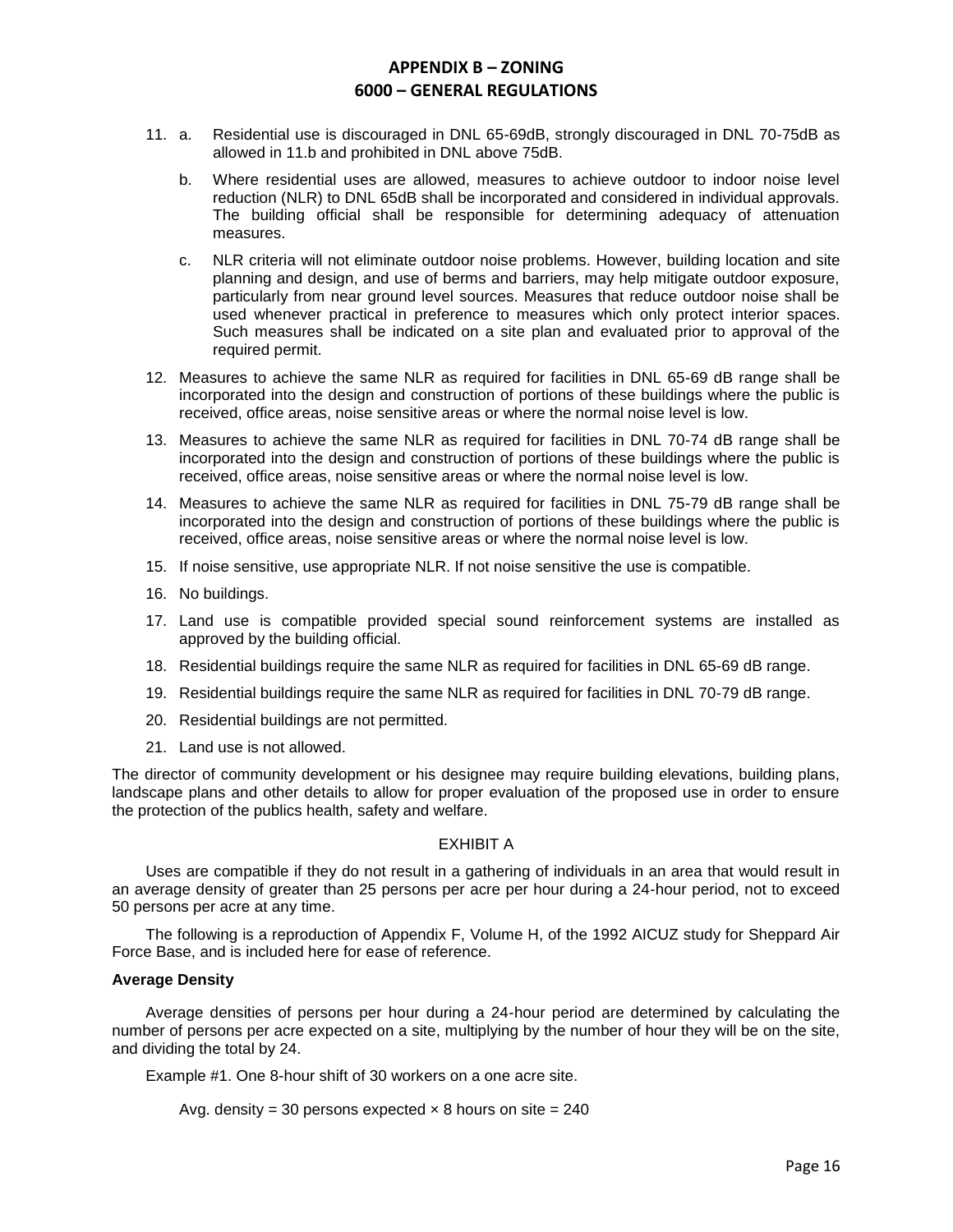11. a. Residential use is discouraged in DNL 65-69dB, strongly discouraged in DNL 70-75dB as allowed in 11.b and prohibited in DNL above 75dB.

    b. Where residential uses are allowed, measures to achieve outdoor to indoor noise level reduction (NLR) to DNL 65dB shall be incorporated and considered in individual approvals. The building official shall be responsible for determining adequacy of attenuation measures.

    c. NLR criteria will not eliminate outdoor noise problems. However, building location and site planning and design, and use of berms and barriers, may help mitigate outdoor exposure, particularly from near ground level sources. Measures that reduce outdoor noise shall be used whenever practical in preference to measures which only protect interior spaces. Such measures shall be indicated on a site plan and evaluated prior to approval of the required permit.

12. Measures to achieve the same NLR as required for facilities in DNL 65-69 dB range shall be incorporated into the design and construction of portions of these buildings where the public is received, office areas, noise sensitive areas or where the normal noise level is low.

13. Measures to achieve the same NLR as required for facilities in DNL 70-74 dB range shall be incorporated into the design and construction of portions of these buildings where the public is received, office areas, noise sensitive areas or where the normal noise level is low.

14. Measures to achieve the same NLR as required for facilities in DNL 75-79 dB range shall be incorporated into the design and construction of portions of these buildings where the public is received, office areas, noise sensitive areas or where the normal noise level is low.

15. If noise sensitive, use appropriate NLR. If not noise sensitive the use is compatible.

16. No buildings.

17. Land use is compatible provided special sound reinforcement systems are installed as approved by the building official.

18. Residential buildings require the same NLR as required for facilities in DNL 65-69 dB range.

19. Residential buildings require the same NLR as required for facilities in DNL 70-79 dB range.

20. Residential buildings are not permitted.

21. Land use is not allowed.

The director of community development or his designee may require building elevations, building plans, landscape plans and other details to allow for proper evaluation of the proposed use in order to ensure the protection of the publics health, safety and welfare.

EXHIBIT A

Uses are compatible if they do not result in a gathering of individuals in an area that would result in an average density of greater than 25 persons per acre per hour during a 24-hour period, not to exceed 50 persons per acre at any time.

The following is a reproduction of Appendix F, Volume H, of the 1992 AICUZ study for Sheppard Air Force Base, and is included here for ease of reference.

**Average Density**

Average densities of persons per hour during a 24-hour period are determined by calculating the number of persons per acre expected on a site, multiplying by the number of hour they will be on the site, and dividing the total by 24.

Example #1. One 8-hour shift of 30 workers on a one acre site.

Avg. density = 30 persons expected × 8 hours on site = 240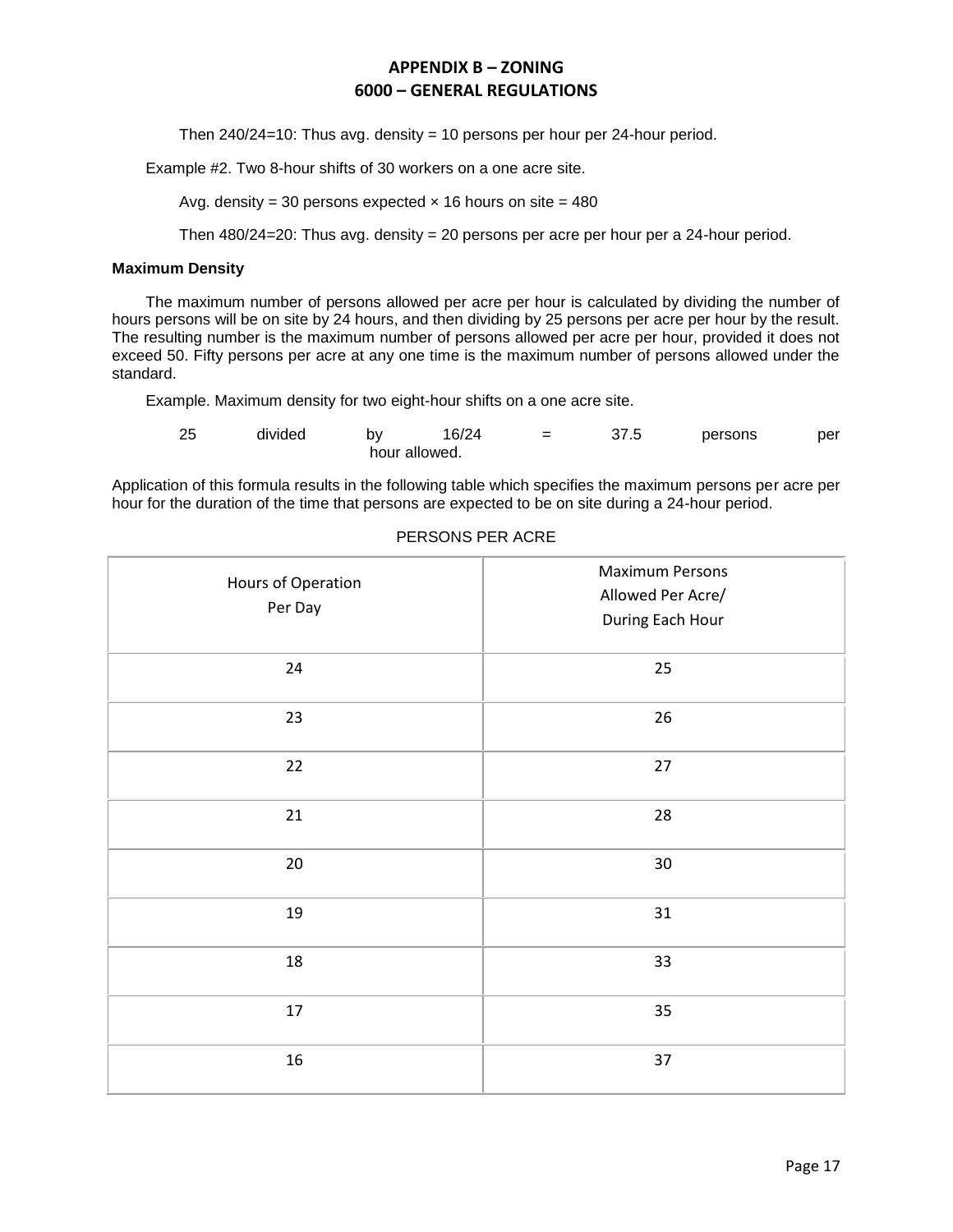Then 240/24=10: Thus avg. density = 10 persons per hour per 24-hour period.

Example #2. Two 8-hour shifts of 30 workers on a one acre site.

Avg. density = 30 persons expected × 16 hours on site = 480

Then 480/24=20: Thus avg. density = 20 persons per acre per hour per a 24-hour period.

**Maximum Density**

The maximum number of persons allowed per acre per hour is calculated by dividing the number of hours persons will be on site by 24 hours, and then dividing by 25 persons per acre per hour by the result. The resulting number is the maximum number of persons allowed per acre per hour, provided it does not exceed 50. Fifty persons per acre at any one time is the maximum number of persons allowed under the standard.

Example. Maximum density for two eight-hour shifts on a one acre site.

25 divided by 16/24 = 37.5 persons per hour allowed.

Application of this formula results in the following table which specifies the maximum persons per acre per hour for the duration of the time that persons are expected to be on site during a 24-hour period.

PERSONS PER ACRE

| Hours of Operation Per Day | Maximum Persons Allowed Per Acre/ During Each Hour |
|---|---|
| 24 | 25 |
| 23 | 26 |
| 22 | 27 |
| 21 | 28 |
| 20 | 30 |
| 19 | 31 |
| 18 | 33 |
| 17 | 35 |
| 16 | 37 |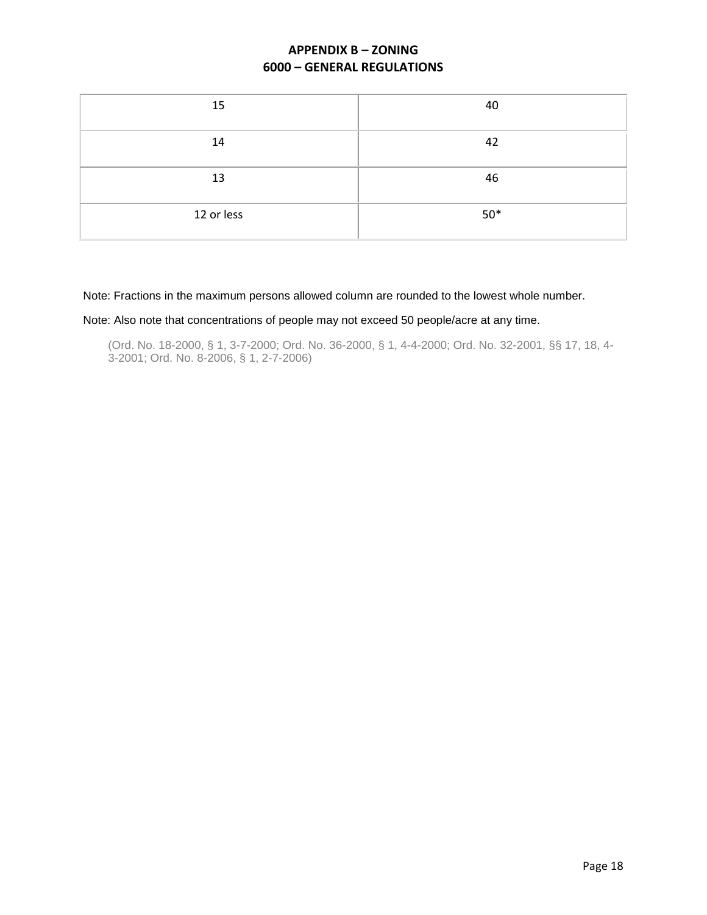| | |
|---|---|
| 15 | 40 |
| 14 | 42 |
| 13 | 46 |
| 12 or less | 50* |

Note: Fractions in the maximum persons allowed column are rounded to the lowest whole number.

Note: Also note that concentrations of people may not exceed 50 people/acre at any time.

(Ord. No. 18-2000, § 1, 3-7-2000; Ord. No. 36-2000, § 1, 4-4-2000; Ord. No. 32-2001, §§ 17, 18, 4-3-2001; Ord. No. 8-2006, § 1, 2-7-2006)